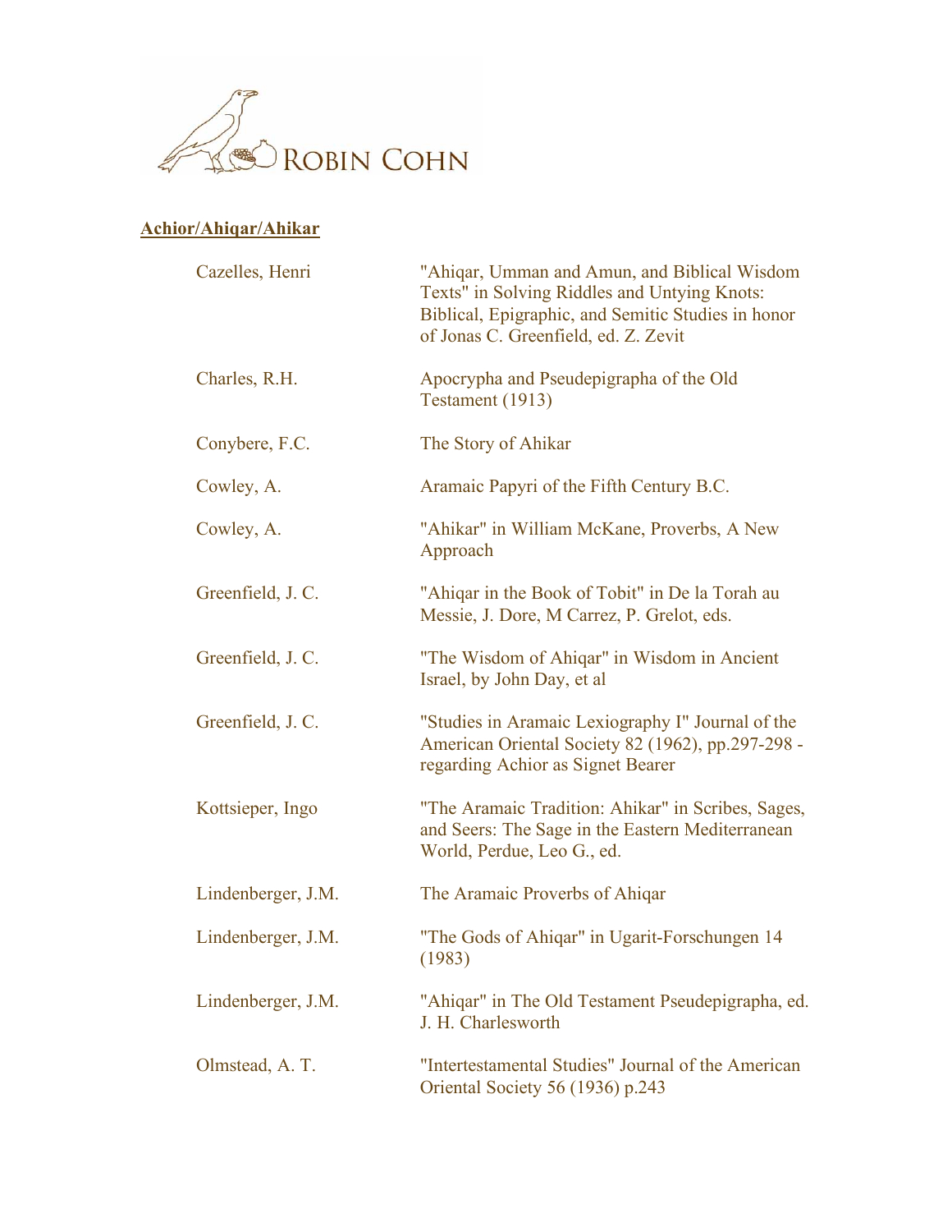ROBIN COHN

## **Achior/Ahiqar/Ahikar**

| | |
|---|---|
| Cazelles, Henri | "Ahiqar, Umman and Amun, and Biblical Wisdom Texts" in Solving Riddles and Untying Knots: Biblical, Epigraphic, and Semitic Studies in honor of Jonas C. Greenfield, ed. Z. Zevit |
| Charles, R.H. | Apocrypha and Pseudepigrapha of the Old Testament (1913) |
| Conybere, F.C. | The Story of Ahikar |
| Cowley, A. | Aramaic Papyri of the Fifth Century B.C. |
| Cowley, A. | "Ahikar" in William McKane, Proverbs, A New Approach |
| Greenfield, J. C. | "Ahiqar in the Book of Tobit" in De la Torah au Messie, J. Dore, M Carrez, P. Grelot, eds. |
| Greenfield, J. C. | "The Wisdom of Ahiqar" in Wisdom in Ancient Israel, by John Day, et al |
| Greenfield, J. C. | "Studies in Aramaic Lexiography I" Journal of the American Oriental Society 82 (1962), pp.297-298 - regarding Achior as Signet Bearer |
| Kottsieper, Ingo | "The Aramaic Tradition: Ahikar" in Scribes, Sages, and Seers: The Sage in the Eastern Mediterranean World, Perdue, Leo G., ed. |
| Lindenberger, J.M. | The Aramaic Proverbs of Ahiqar |
| Lindenberger, J.M. | "The Gods of Ahiqar" in Ugarit-Forschungen 14 (1983) |
| Lindenberger, J.M. | "Ahiqar" in The Old Testament Pseudepigrapha, ed. J. H. Charlesworth |
| Olmstead, A. T. | "Intertestamental Studies" Journal of the American Oriental Society 56 (1936) p.243 |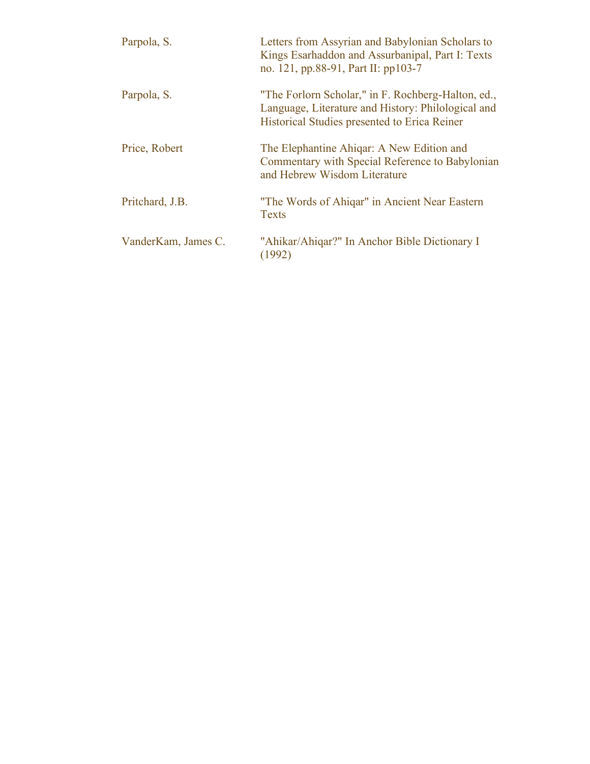| | |
|---|---|
| Parpola, S. | Letters from Assyrian and Babylonian Scholars to Kings Esarhaddon and Assurbanipal, Part I: Texts no. 121, pp.88-91, Part II: pp103-7 |
| Parpola, S. | "The Forlorn Scholar," in F. Rochberg-Halton, ed., Language, Literature and History: Philological and Historical Studies presented to Erica Reiner |
| Price, Robert | The Elephantine Ahiqar: A New Edition and Commentary with Special Reference to Babylonian and Hebrew Wisdom Literature |
| Pritchard, J.B. | "The Words of Ahiqar" in Ancient Near Eastern Texts |
| VanderKam, James C. | "Ahikar/Ahiqar?" In Anchor Bible Dictionary I (1992) |